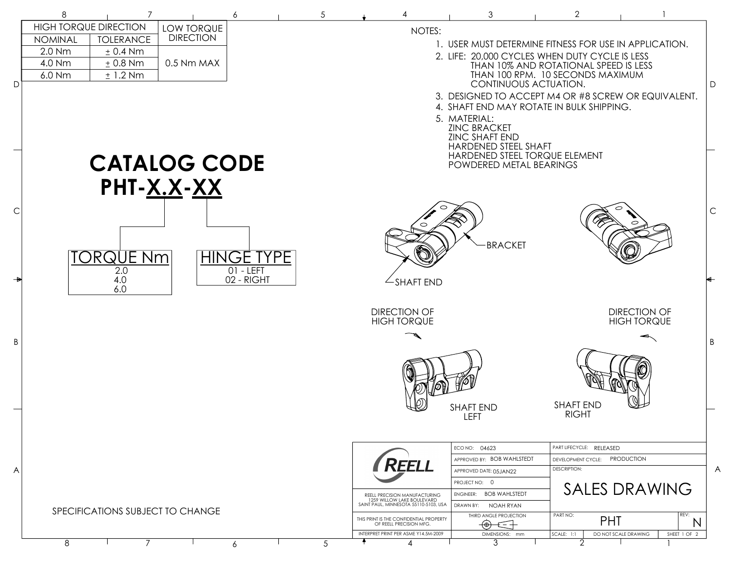| HIGH TORQUE DIRECTION | | LOW TORQUE DIRECTION |
|---|---|---|
| NOMINAL | TOLERANCE | |
| 2.0 Nm | ± 0.4 Nm | 0.5 Nm MAX |
| 4.0 Nm | ± 0.8 Nm | |
| 6.0 Nm | ± 1.2 Nm | |

NOTES:

1. USER MUST DETERMINE FITNESS FOR USE IN APPLICATION.
2. LIFE: 20,000 CYCLES WHEN DUTY CYCLE IS LESS THAN 10% AND ROTATIONAL SPEED IS LESS THAN 100 RPM. 10 SECONDS MAXIMUM CONTINUOUS ACTUATION.
3. DESIGNED TO ACCEPT M4 OR #8 SCREW OR EQUIVALENT.
4. SHAFT END MAY ROTATE IN BULK SHIPPING.
5. MATERIAL:
   ZINC BRACKET
   ZINC SHAFT END
   HARDENED STEEL SHAFT
   HARDENED STEEL TORQUE ELEMENT
   POWDERED METAL BEARINGS

# CATALOG CODE
## PHT-X.X-XX

| TORQUE Nm |
|---|
| 2.0 |
| 4.0 |
| 6.0 |

| HINGE TYPE |
|---|
| 01 - LEFT |
| 02 - RIGHT |

BRACKET

SHAFT END

DIRECTION OF HIGH TORQUE

DIRECTION OF HIGH TORQUE

SHAFT END LEFT

SHAFT END RIGHT

SPECIFICATIONS SUBJECT TO CHANGE

| REELL | ECO NO: 04623 | PART LIFECYCLE: RELEASED |
|---|---|---|
| | APPROVED BY: BOB WAHLSTEDT | DEVELOPMENT CYCLE: PRODUCTION |
| | APPROVED DATE: 05JAN22 | DESCRIPTION: SALES DRAWING |
| | PROJECT NO: 0 | |
| REELL PRECISION MANUFACTURING 1259 WILLOW LAKE BOULEVARD SAINT PAUL, MINNESOTA 55110-5103, USA | ENGINEER: BOB WAHLSTEDT | |
| | DRAWN BY: NOAH RYAN | |
| THIS PRINT IS THE CONFIDENTIAL PROPERTY OF REELL PRECISION MFG. | THIRD ANGLE PROJECTION | PART NO: PHT — REV: N |
| INTERPRET PRINT PER ASME Y14.5M-2009 | DIMENSIONS: mm | SCALE: 1:1 — DO NOT SCALE DRAWING — SHEET 1 OF 2 |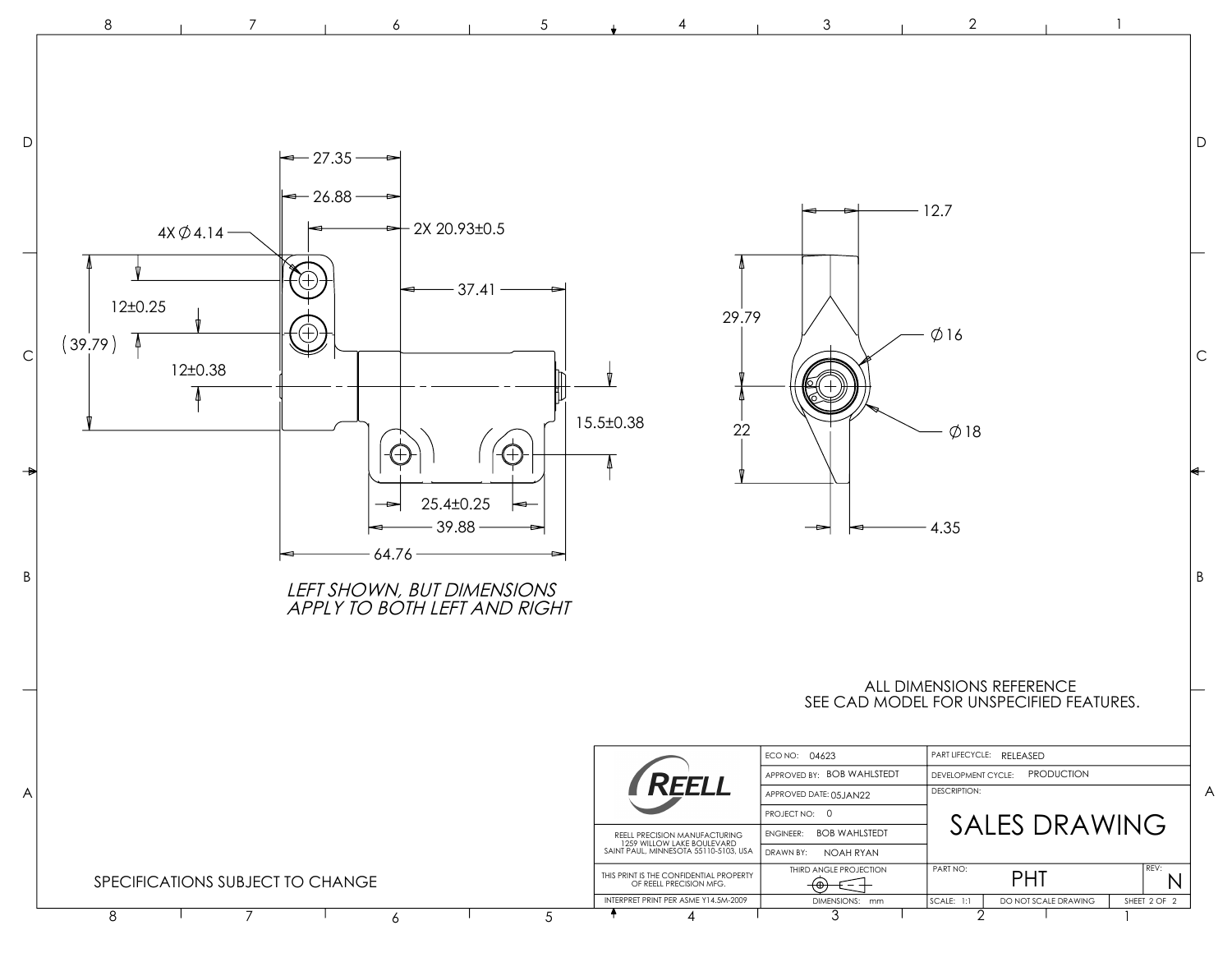27.35

26.88

4X Ø4.14

2X 20.93±0.5

37.41

12±0.25

(39.79)

12±0.38

15.5±0.38

25.4±0.25

39.88

64.76

*LEFT SHOWN, BUT DIMENSIONS APPLY TO BOTH LEFT AND RIGHT*

12.7

29.79

Ø16

22

Ø18

4.35

ALL DIMENSIONS REFERENCE
SEE CAD MODEL FOR UNSPECIFIED FEATURES.

SPECIFICATIONS SUBJECT TO CHANGE

| | | |
|---|---|---|
| REELL | ECO NO: 04623 | PART LIFECYCLE: RELEASED |
| | APPROVED BY: BOB WAHLSTEDT | DEVELOPMENT CYCLE: PRODUCTION |
| | APPROVED DATE: 05JAN22 | DESCRIPTION: SALES DRAWING |
| | PROJECT NO: 0 | |
| REELL PRECISION MANUFACTURING 1259 WILLOW LAKE BOULEVARD SAINT PAUL, MINNESOTA 55110-5103, USA | ENGINEER: BOB WAHLSTEDT | |
| | DRAWN BY: NOAH RYAN | |
| THIS PRINT IS THE CONFIDENTIAL PROPERTY OF REELL PRECISION MFG. | THIRD ANGLE PROJECTION | PART NO: PHT — REV: N |
| INTERPRET PRINT PER ASME Y14.5M-2009 | DIMENSIONS: mm | SCALE: 1:1 — DO NOT SCALE DRAWING — SHEET 2 OF 2 |